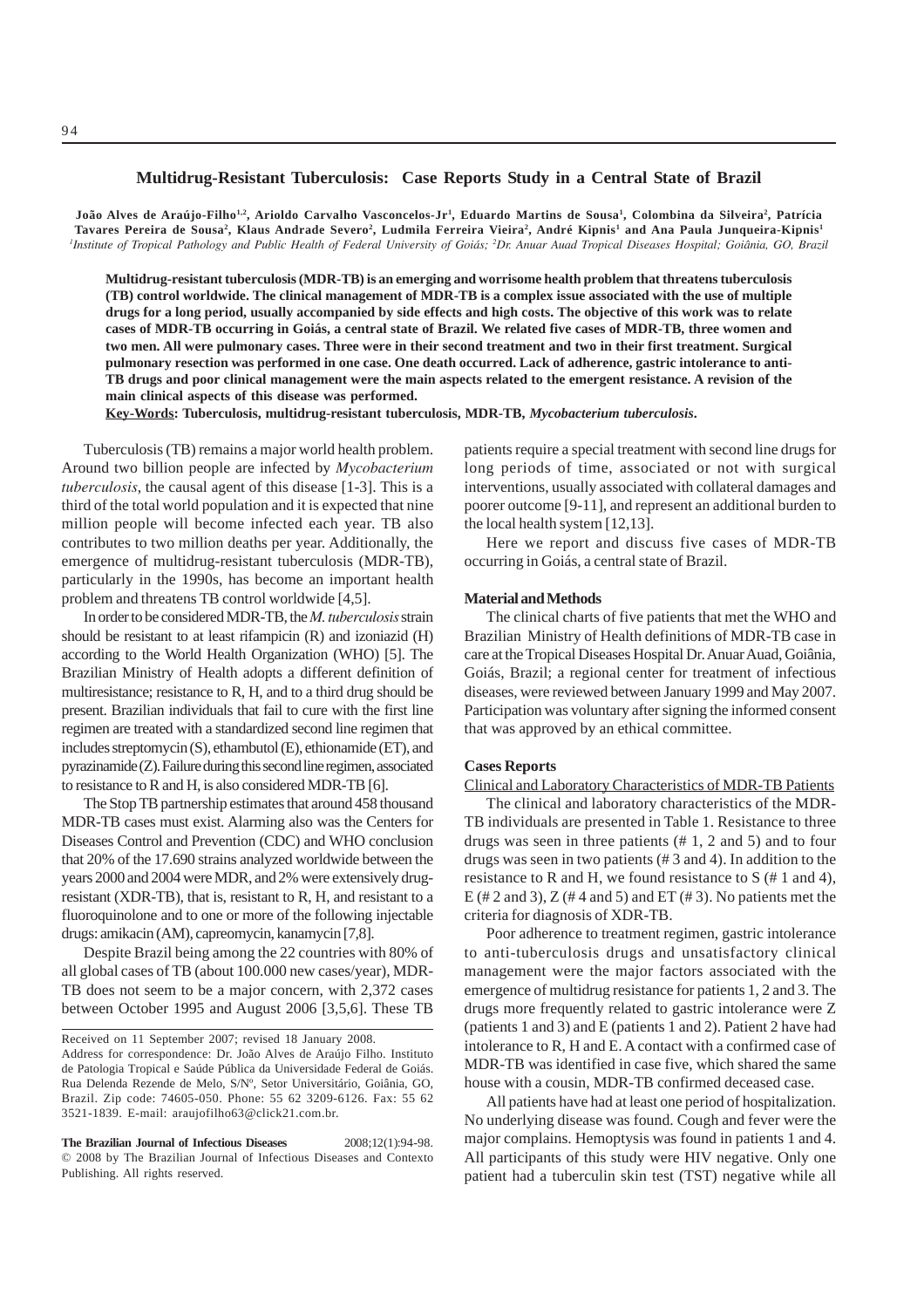# Multidrug-Resistant Tuberculosis: Case Reports Study in a Central State of Brazil

**João Alves de Araújo-Filho[1,2], Arioldo Carvalho Vasconcelos-Jr[1], Eduardo Martins de Sousa[1], Colombina da Silveira[2], Patrícia Tavares Pereira de Sousa[2], Klaus Andrade Severo[2], Ludmila Ferreira Vieira[2], André Kipnis[1] and Ana Paula Junqueira-Kipnis[1]**

*[1]Institute of Tropical Pathology and Public Health of Federal University of Goiás; [2]Dr. Anuar Auad Tropical Diseases Hospital; Goiânia, GO, Brazil*

**Multidrug-resistant tuberculosis (MDR-TB) is an emerging and worrisome health problem that threatens tuberculosis (TB) control worldwide. The clinical management of MDR-TB is a complex issue associated with the use of multiple drugs for a long period, usually accompanied by side effects and high costs. The objective of this work was to relate cases of MDR-TB occurring in Goiás, a central state of Brazil. We related five cases of MDR-TB, three women and two men. All were pulmonary cases. Three were in their second treatment and two in their first treatment. Surgical pulmonary resection was performed in one case. One death occurred. Lack of adherence, gastric intolerance to anti-TB drugs and poor clinical management were the main aspects related to the emergent resistance. A revision of the main clinical aspects of this disease was performed.**

**Key-Words: Tuberculosis, multidrug-resistant tuberculosis, MDR-TB, *Mycobacterium tuberculosis*.**

Tuberculosis (TB) remains a major world health problem. Around two billion people are infected by *Mycobacterium tuberculosis*, the causal agent of this disease [1-3]. This is a third of the total world population and it is expected that nine million people will become infected each year. TB also contributes to two million deaths per year. Additionally, the emergence of multidrug-resistant tuberculosis (MDR-TB), particularly in the 1990s, has become an important health problem and threatens TB control worldwide [4,5].

In order to be considered MDR-TB, the *M. tuberculosis* strain should be resistant to at least rifampicin (R) and izoniazid (H) according to the World Health Organization (WHO) [5]. The Brazilian Ministry of Health adopts a different definition of multiresistance; resistance to R, H, and to a third drug should be present. Brazilian individuals that fail to cure with the first line regimen are treated with a standardized second line regimen that includes streptomycin (S), ethambutol (E), ethionamide (ET), and pyrazinamide (Z). Failure during this second line regimen, associated to resistance to R and H, is also considered MDR-TB [6].

The Stop TB partnership estimates that around 458 thousand MDR-TB cases must exist. Alarming also was the Centers for Diseases Control and Prevention (CDC) and WHO conclusion that 20% of the 17.690 strains analyzed worldwide between the years 2000 and 2004 were MDR, and 2% were extensively drug-resistant (XDR-TB), that is, resistant to R, H, and resistant to a fluoroquinolone and to one or more of the following injectable drugs: amikacin (AM), capreomycin, kanamycin [7,8].

Despite Brazil being among the 22 countries with 80% of all global cases of TB (about 100.000 new cases/year), MDR-TB does not seem to be a major concern, with 2,372 cases between October 1995 and August 2006 [3,5,6]. These TB patients require a special treatment with second line drugs for long periods of time, associated or not with surgical interventions, usually associated with collateral damages and poorer outcome [9-11], and represent an additional burden to the local health system [12,13].

Here we report and discuss five cases of MDR-TB occurring in Goiás, a central state of Brazil.

## Material and Methods

The clinical charts of five patients that met the WHO and Brazilian Ministry of Health definitions of MDR-TB case in care at the Tropical Diseases Hospital Dr. Anuar Auad, Goiânia, Goiás, Brazil; a regional center for treatment of infectious diseases, were reviewed between January 1999 and May 2007. Participation was voluntary after signing the informed consent that was approved by an ethical committee.

## Cases Reports

Clinical and Laboratory Characteristics of MDR-TB Patients

The clinical and laboratory characteristics of the MDR-TB individuals are presented in Table 1. Resistance to three drugs was seen in three patients (# 1, 2 and 5) and to four drugs was seen in two patients (# 3 and 4). In addition to the resistance to R and H, we found resistance to S (# 1 and 4), E (# 2 and 3), Z (# 4 and 5) and ET (# 3). No patients met the criteria for diagnosis of XDR-TB.

Poor adherence to treatment regimen, gastric intolerance to anti-tuberculosis drugs and unsatisfactory clinical management were the major factors associated with the emergence of multidrug resistance for patients 1, 2 and 3. The drugs more frequently related to gastric intolerance were Z (patients 1 and 3) and E (patients 1 and 2). Patient 2 have had intolerance to R, H and E. A contact with a confirmed case of MDR-TB was identified in case five, which shared the same house with a cousin, MDR-TB confirmed deceased case.

All patients have had at least one period of hospitalization. No underlying disease was found. Cough and fever were the major complains. Hemoptysis was found in patients 1 and 4. All participants of this study were HIV negative. Only one patient had a tuberculin skin test (TST) negative while all

Received on 11 September 2007; revised 18 January 2008.
Address for correspondence: Dr. João Alves de Araújo Filho. Instituto de Patologia Tropical e Saúde Pública da Universidade Federal de Goiás. Rua Delenda Rezende de Melo, S/Nº, Setor Universitário, Goiânia, GO, Brazil. Zip code: 74605-050. Phone: 55 62 3209-6126. Fax: 55 62 3521-1839. E-mail: araujofilho63@click21.com.br.

**The Brazilian Journal of Infectious Diseases** 2008;12(1):94-98.
© 2008 by The Brazilian Journal of Infectious Diseases and Contexto Publishing. All rights reserved.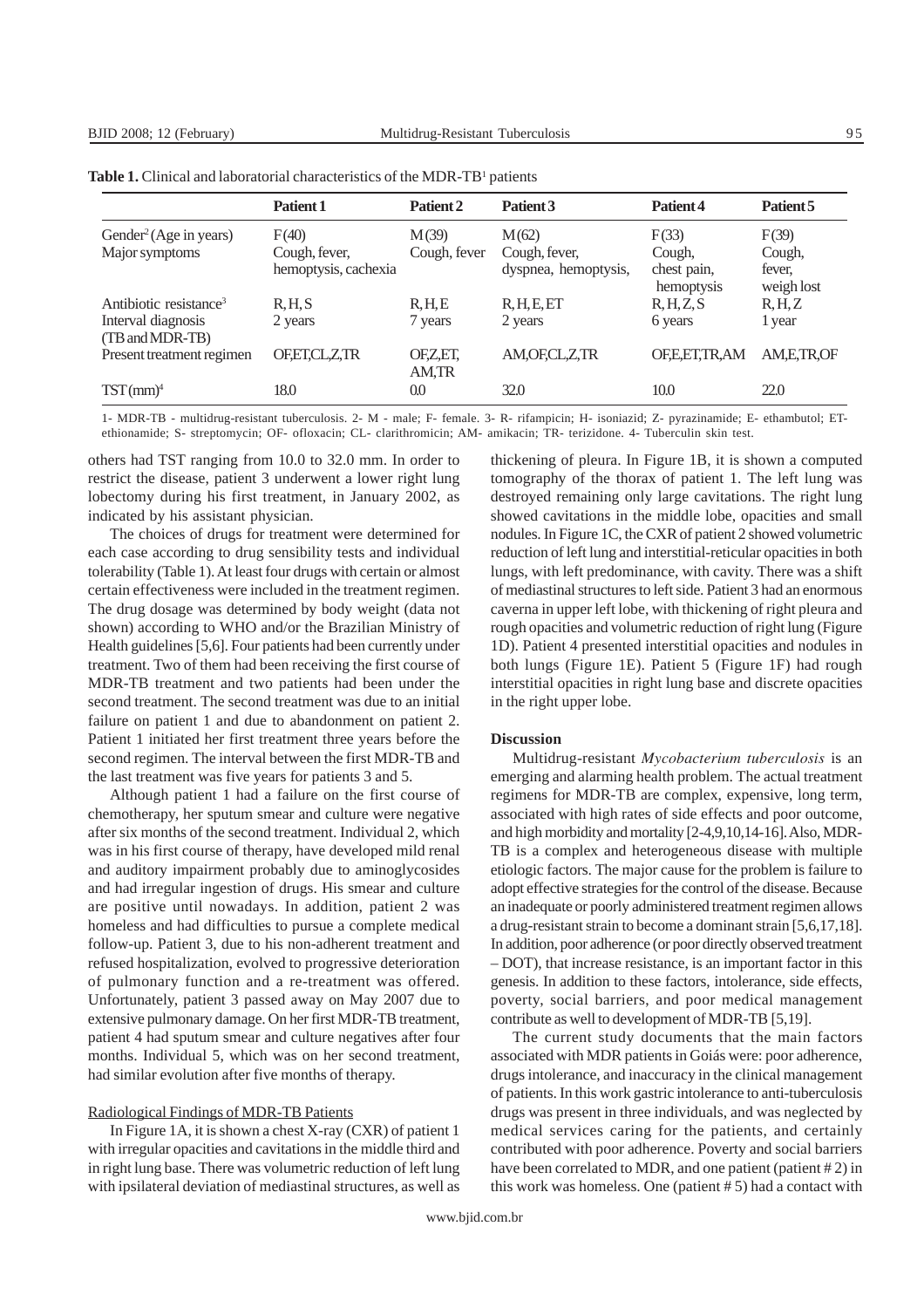**Table 1.** Clinical and laboratorial characteristics of the MDR-TB[1] patients

| | Patient 1 | Patient 2 | Patient 3 | Patient 4 | Patient 5 |
|---|---|---|---|---|---|
| Gender[2] (Age in years) | F(40) | M(39) | M(62) | F(33) | F(39) |
| Major symptoms | Cough, fever, hemoptysis, cachexia | Cough, fever | Cough, fever, dyspnea, hemoptysis, | Cough, chest pain, hemoptysis | Cough, fever, weigh lost |
| Antibiotic resistance[3] | R, H, S | R, H, E | R, H, E, ET | R, H, Z, S | R, H, Z |
| Interval diagnosis (TB and MDR-TB) | 2 years | 7 years | 2 years | 6 years | 1 year |
| Present treatment regimen | OF,ET,CL,Z,TR | OF,Z,ET, AM,TR | AM,OF,CL,Z,TR | OF,E,ET,TR,AM | AM,E,TR,OF |
| TST (mm)[4] | 18.0 | 0.0 | 32.0 | 10.0 | 22.0 |

1- MDR-TB - multidrug-resistant tuberculosis. 2- M - male; F- female. 3- R- rifampicin; H- isoniazid; Z- pyrazinamide; E- ethambutol; ET- ethionamide; S- streptomycin; OF- ofloxacin; CL- clarithromicin; AM- amikacin; TR- terizidone. 4- Tuberculin skin test.

others had TST ranging from 10.0 to 32.0 mm. In order to restrict the disease, patient 3 underwent a lower right lung lobectomy during his first treatment, in January 2002, as indicated by his assistant physician.

The choices of drugs for treatment were determined for each case according to drug sensibility tests and individual tolerability (Table 1). At least four drugs with certain or almost certain effectiveness were included in the treatment regimen. The drug dosage was determined by body weight (data not shown) according to WHO and/or the Brazilian Ministry of Health guidelines [5,6]. Four patients had been currently under treatment. Two of them had been receiving the first course of MDR-TB treatment and two patients had been under the second treatment. The second treatment was due to an initial failure on patient 1 and due to abandonment on patient 2. Patient 1 initiated her first treatment three years before the second regimen. The interval between the first MDR-TB and the last treatment was five years for patients 3 and 5.

Although patient 1 had a failure on the first course of chemotherapy, her sputum smear and culture were negative after six months of the second treatment. Individual 2, which was in his first course of therapy, have developed mild renal and auditory impairment probably due to aminoglycosides and had irregular ingestion of drugs. His smear and culture are positive until nowadays. In addition, patient 2 was homeless and had difficulties to pursue a complete medical follow-up. Patient 3, due to his non-adherent treatment and refused hospitalization, evolved to progressive deterioration of pulmonary function and a re-treatment was offered. Unfortunately, patient 3 passed away on May 2007 due to extensive pulmonary damage. On her first MDR-TB treatment, patient 4 had sputum smear and culture negatives after four months. Individual 5, which was on her second treatment, had similar evolution after five months of therapy.

### Radiological Findings of MDR-TB Patients

In Figure 1A, it is shown a chest X-ray (CXR) of patient 1 with irregular opacities and cavitations in the middle third and in right lung base. There was volumetric reduction of left lung with ipsilateral deviation of mediastinal structures, as well as thickening of pleura. In Figure 1B, it is shown a computed tomography of the thorax of patient 1. The left lung was destroyed remaining only large cavitations. The right lung showed cavitations in the middle lobe, opacities and small nodules. In Figure 1C, the CXR of patient 2 showed volumetric reduction of left lung and interstitial-reticular opacities in both lungs, with left predominance, with cavity. There was a shift of mediastinal structures to left side. Patient 3 had an enormous caverna in upper left lobe, with thickening of right pleura and rough opacities and volumetric reduction of right lung (Figure 1D). Patient 4 presented interstitial opacities and nodules in both lungs (Figure 1E). Patient 5 (Figure 1F) had rough interstitial opacities in right lung base and discrete opacities in the right upper lobe.

## Discussion

Multidrug-resistant *Mycobacterium tuberculosis* is an emerging and alarming health problem. The actual treatment regimens for MDR-TB are complex, expensive, long term, associated with high rates of side effects and poor outcome, and high morbidity and mortality [2-4,9,10,14-16]. Also, MDR-TB is a complex and heterogeneous disease with multiple etiologic factors. The major cause for the problem is failure to adopt effective strategies for the control of the disease. Because an inadequate or poorly administered treatment regimen allows a drug-resistant strain to become a dominant strain [5,6,17,18]. In addition, poor adherence (or poor directly observed treatment – DOT), that increase resistance, is an important factor in this genesis. In addition to these factors, intolerance, side effects, poverty, social barriers, and poor medical management contribute as well to development of MDR-TB [5,19].

The current study documents that the main factors associated with MDR patients in Goiás were: poor adherence, drugs intolerance, and inaccuracy in the clinical management of patients. In this work gastric intolerance to anti-tuberculosis drugs was present in three individuals, and was neglected by medical services caring for the patients, and certainly contributed with poor adherence. Poverty and social barriers have been correlated to MDR, and one patient (patient # 2) in this work was homeless. One (patient # 5) had a contact with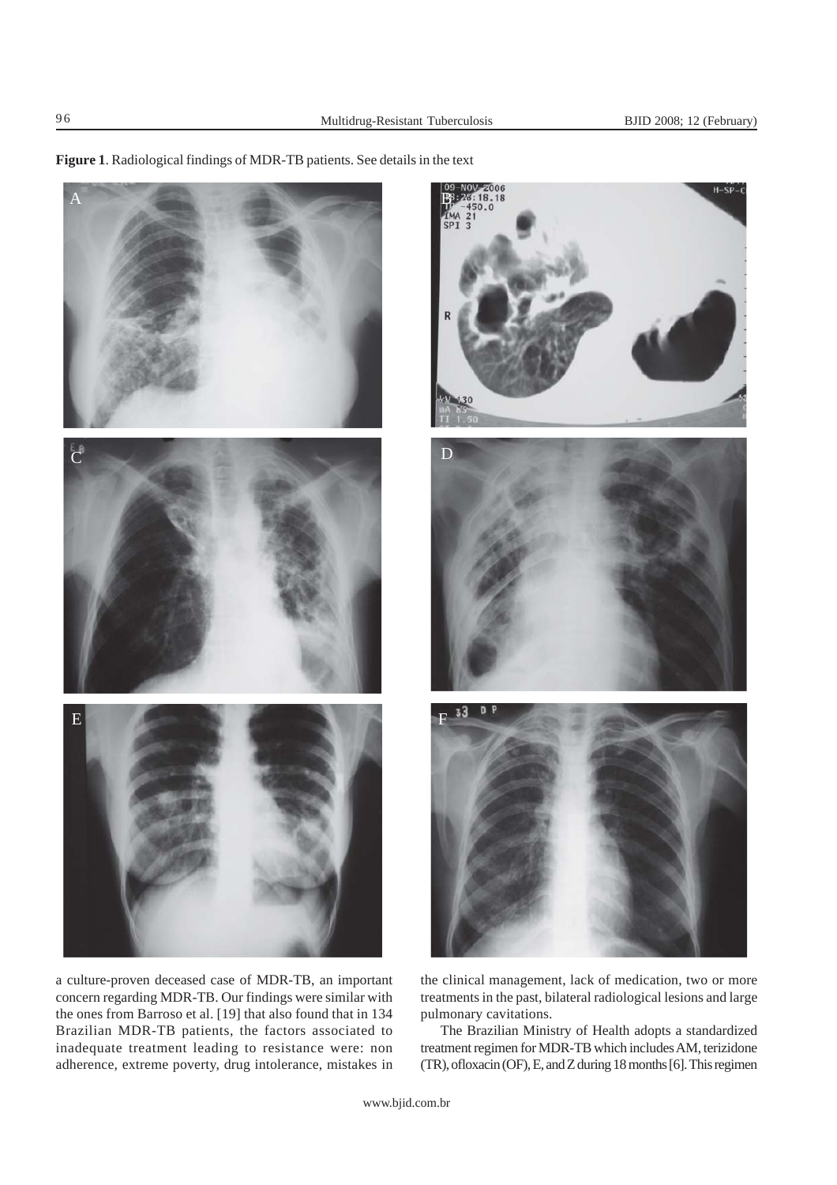**Figure 1**. Radiological findings of MDR-TB patients. See details in the text

a culture-proven deceased case of MDR-TB, an important concern regarding MDR-TB. Our findings were similar with the ones from Barroso et al. [19] that also found that in 134 Brazilian MDR-TB patients, the factors associated to inadequate treatment leading to resistance were: non adherence, extreme poverty, drug intolerance, mistakes in the clinical management, lack of medication, two or more treatments in the past, bilateral radiological lesions and large pulmonary cavitations.

The Brazilian Ministry of Health adopts a standardized treatment regimen for MDR-TB which includes AM, terizidone (TR), ofloxacin (OF), E, and Z during 18 months [6]. This regimen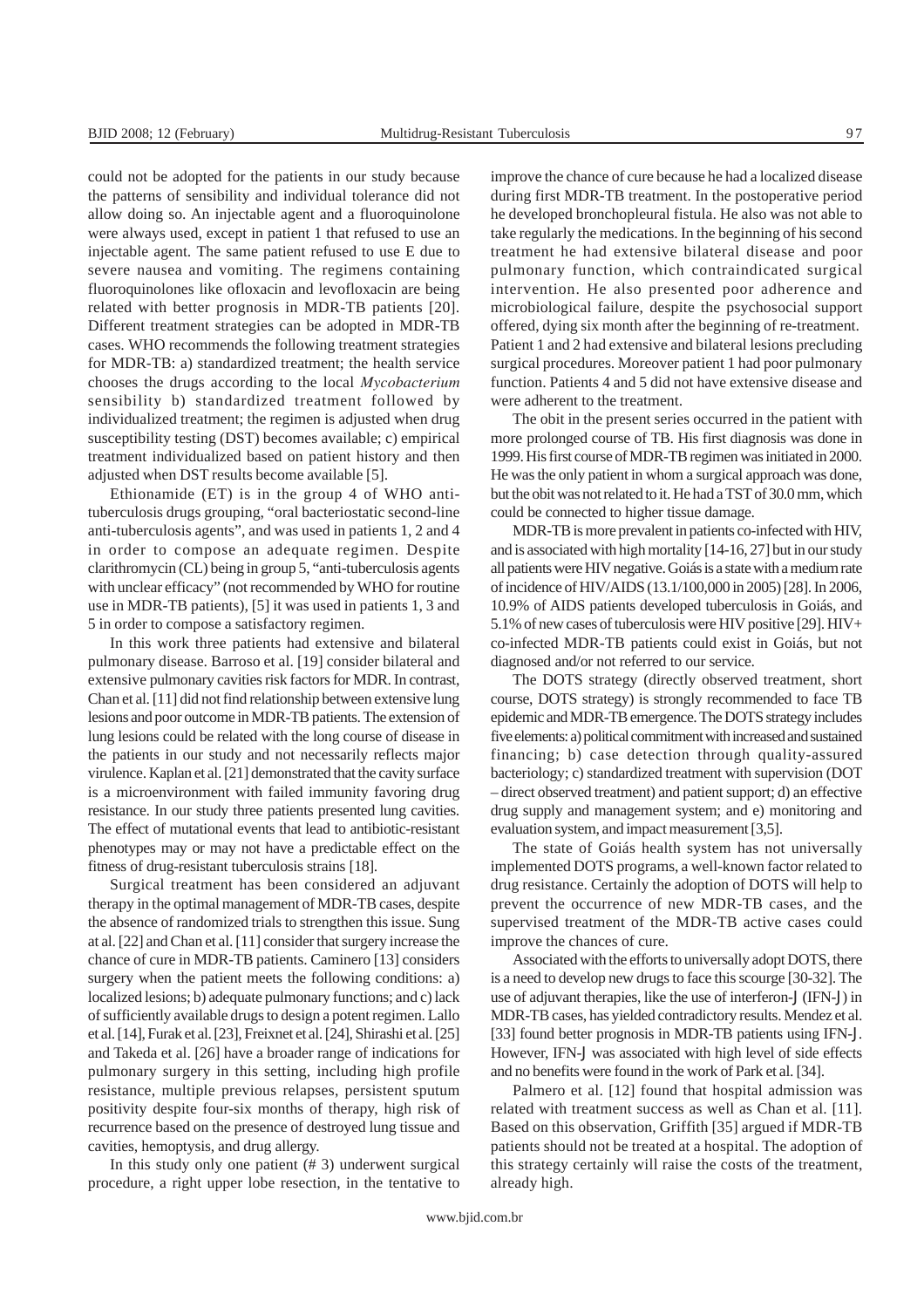could not be adopted for the patients in our study because the patterns of sensibility and individual tolerance did not allow doing so. An injectable agent and a fluoroquinolone were always used, except in patient 1 that refused to use an injectable agent. The same patient refused to use E due to severe nausea and vomiting. The regimens containing fluoroquinolones like ofloxacin and levofloxacin are being related with better prognosis in MDR-TB patients [20]. Different treatment strategies can be adopted in MDR-TB cases. WHO recommends the following treatment strategies for MDR-TB: a) standardized treatment; the health service chooses the drugs according to the local *Mycobacterium* sensibility b) standardized treatment followed by individualized treatment; the regimen is adjusted when drug susceptibility testing (DST) becomes available; c) empirical treatment individualized based on patient history and then adjusted when DST results become available [5].

Ethionamide (ET) is in the group 4 of WHO anti-tuberculosis drugs grouping, "oral bacteriostatic second-line anti-tuberculosis agents", and was used in patients 1, 2 and 4 in order to compose an adequate regimen. Despite clarithromycin (CL) being in group 5, "anti-tuberculosis agents with unclear efficacy" (not recommended by WHO for routine use in MDR-TB patients), [5] it was used in patients 1, 3 and 5 in order to compose a satisfactory regimen.

In this work three patients had extensive and bilateral pulmonary disease. Barroso et al. [19] consider bilateral and extensive pulmonary cavities risk factors for MDR. In contrast, Chan et al. [11] did not find relationship between extensive lung lesions and poor outcome in MDR-TB patients. The extension of lung lesions could be related with the long course of disease in the patients in our study and not necessarily reflects major virulence. Kaplan et al. [21] demonstrated that the cavity surface is a microenvironment with failed immunity favoring drug resistance. In our study three patients presented lung cavities. The effect of mutational events that lead to antibiotic-resistant phenotypes may or may not have a predictable effect on the fitness of drug-resistant tuberculosis strains [18].

Surgical treatment has been considered an adjuvant therapy in the optimal management of MDR-TB cases, despite the absence of randomized trials to strengthen this issue. Sung at al. [22] and Chan et al. [11] consider that surgery increase the chance of cure in MDR-TB patients. Caminero [13] considers surgery when the patient meets the following conditions: a) localized lesions; b) adequate pulmonary functions; and c) lack of sufficiently available drugs to design a potent regimen. Lallo et al. [14], Furak et al. [23], Freixnet et al. [24], Shirashi et al. [25] and Takeda et al. [26] have a broader range of indications for pulmonary surgery in this setting, including high profile resistance, multiple previous relapses, persistent sputum positivity despite four-six months of therapy, high risk of recurrence based on the presence of destroyed lung tissue and cavities, hemoptysis, and drug allergy.

In this study only one patient (# 3) underwent surgical procedure, a right upper lobe resection, in the tentative to improve the chance of cure because he had a localized disease during first MDR-TB treatment. In the postoperative period he developed bronchopleural fistula. He also was not able to take regularly the medications. In the beginning of his second treatment he had extensive bilateral disease and poor pulmonary function, which contraindicated surgical intervention. He also presented poor adherence and microbiological failure, despite the psychosocial support offered, dying six month after the beginning of re-treatment. Patient 1 and 2 had extensive and bilateral lesions precluding surgical procedures. Moreover patient 1 had poor pulmonary function. Patients 4 and 5 did not have extensive disease and were adherent to the treatment.

The obit in the present series occurred in the patient with more prolonged course of TB. His first diagnosis was done in 1999. His first course of MDR-TB regimen was initiated in 2000. He was the only patient in whom a surgical approach was done, but the obit was not related to it. He had a TST of 30.0 mm, which could be connected to higher tissue damage.

MDR-TB is more prevalent in patients co-infected with HIV, and is associated with high mortality [14-16, 27] but in our study all patients were HIV negative. Goiás is a state with a medium rate of incidence of HIV/AIDS (13.1/100,000 in 2005) [28]. In 2006, 10.9% of AIDS patients developed tuberculosis in Goiás, and 5.1% of new cases of tuberculosis were HIV positive [29]. HIV+ co-infected MDR-TB patients could exist in Goiás, but not diagnosed and/or not referred to our service.

The DOTS strategy (directly observed treatment, short course, DOTS strategy) is strongly recommended to face TB epidemic and MDR-TB emergence. The DOTS strategy includes five elements: a) political commitment with increased and sustained financing; b) case detection through quality-assured bacteriology; c) standardized treatment with supervision (DOT – direct observed treatment) and patient support; d) an effective drug supply and management system; and e) monitoring and evaluation system, and impact measurement [3,5].

The state of Goiás health system has not universally implemented DOTS programs, a well-known factor related to drug resistance. Certainly the adoption of DOTS will help to prevent the occurrence of new MDR-TB cases, and the supervised treatment of the MDR-TB active cases could improve the chances of cure.

Associated with the efforts to universally adopt DOTS, there is a need to develop new drugs to face this scourge [30-32]. The use of adjuvant therapies, like the use of interferon-$\gamma$ (IFN-$\gamma$) in MDR-TB cases, has yielded contradictory results. Mendez et al. [33] found better prognosis in MDR-TB patients using IFN-$\gamma$. However, IFN-$\gamma$ was associated with high level of side effects and no benefits were found in the work of Park et al. [34].

Palmero et al. [12] found that hospital admission was related with treatment success as well as Chan et al. [11]. Based on this observation, Griffith [35] argued if MDR-TB patients should not be treated at a hospital. The adoption of this strategy certainly will raise the costs of the treatment, already high.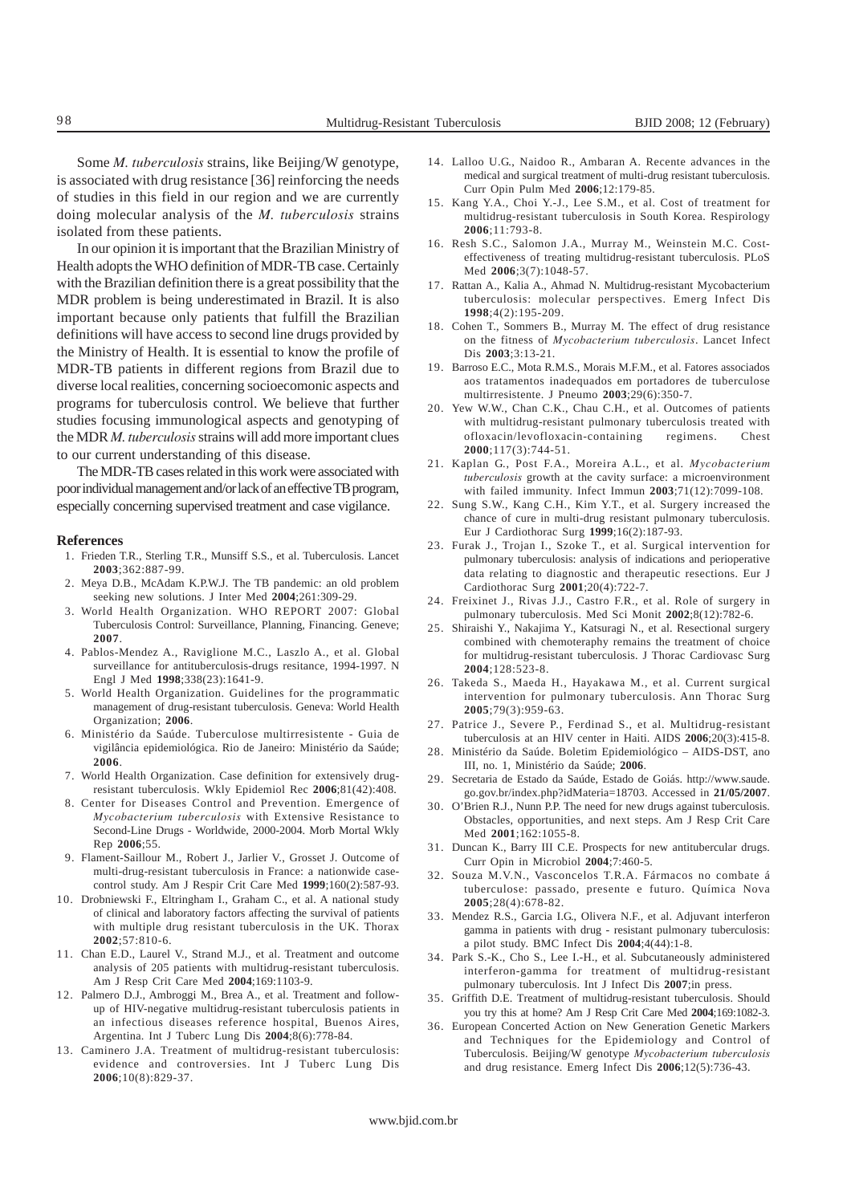Some *M. tuberculosis* strains, like Beijing/W genotype, is associated with drug resistance [36] reinforcing the needs of studies in this field in our region and we are currently doing molecular analysis of the *M. tuberculosis* strains isolated from these patients.

In our opinion it is important that the Brazilian Ministry of Health adopts the WHO definition of MDR-TB case. Certainly with the Brazilian definition there is a great possibility that the MDR problem is being underestimated in Brazil. It is also important because only patients that fulfill the Brazilian definitions will have access to second line drugs provided by the Ministry of Health. It is essential to know the profile of MDR-TB patients in different regions from Brazil due to diverse local realities, concerning socioecomonic aspects and programs for tuberculosis control. We believe that further studies focusing immunological aspects and genotyping of the MDR *M. tuberculosis* strains will add more important clues to our current understanding of this disease.

The MDR-TB cases related in this work were associated with poor individual management and/or lack of an effective TB program, especially concerning supervised treatment and case vigilance.

## References

1. Frieden T.R., Sterling T.R., Munsiff S.S., et al. Tuberculosis. Lancet **2003**;362:887-99.
2. Meya D.B., McAdam K.P.W.J. The TB pandemic: an old problem seeking new solutions. J Inter Med **2004**;261:309-29.
3. World Health Organization. WHO REPORT 2007: Global Tuberculosis Control: Surveillance, Planning, Financing. Geneve; **2007**.
4. Pablos-Mendez A., Raviglione M.C., Laszlo A., et al. Global surveillance for antituberculosis-drugs resitance, 1994-1997. N Engl J Med **1998**;338(23):1641-9.
5. World Health Organization. Guidelines for the programmatic management of drug-resistant tuberculosis. Geneva: World Health Organization; **2006**.
6. Ministério da Saúde. Tuberculose multirresistente - Guia de vigilância epidemiológica. Rio de Janeiro: Ministério da Saúde; **2006**.
7. World Health Organization. Case definition for extensively drug-resistant tuberculosis. Wkly Epidemiol Rec **2006**;81(42):408.
8. Center for Diseases Control and Prevention. Emergence of *Mycobacterium tuberculosis* with Extensive Resistance to Second-Line Drugs - Worldwide, 2000-2004. Morb Mortal Wkly Rep **2006**;55.
9. Flament-Saillour M., Robert J., Jarlier V., Grosset J. Outcome of multi-drug-resistant tuberculosis in France: a nationwide case-control study. Am J Respir Crit Care Med **1999**;160(2):587-93.
10. Drobniewski F., Eltringham I., Graham C., et al. A national study of clinical and laboratory factors affecting the survival of patients with multiple drug resistant tuberculosis in the UK. Thorax **2002**;57:810-6.
11. Chan E.D., Laurel V., Strand M.J., et al. Treatment and outcome analysis of 205 patients with multidrug-resistant tuberculosis. Am J Resp Crit Care Med **2004**;169:1103-9.
12. Palmero D.J., Ambroggi M., Brea A., et al. Treatment and follow-up of HIV-negative multidrug-resistant tuberculosis patients in an infectious diseases reference hospital, Buenos Aires, Argentina. Int J Tuberc Lung Dis **2004**;8(6):778-84.
13. Caminero J.A. Treatment of multidrug-resistant tuberculosis: evidence and controversies. Int J Tuberc Lung Dis **2006**;10(8):829-37.
14. Lalloo U.G., Naidoo R., Ambaran A. Recente advances in the medical and surgical treatment of multi-drug resistant tuberculosis. Curr Opin Pulm Med **2006**;12:179-85.
15. Kang Y.A., Choi Y.-J., Lee S.M., et al. Cost of treatment for multidrug-resistant tuberculosis in South Korea. Respirology **2006**;11:793-8.
16. Resh S.C., Salomon J.A., Murray M., Weinstein M.C. Cost-effectiveness of treating multidrug-resistant tuberculosis. PLoS Med **2006**;3(7):1048-57.
17. Rattan A., Kalia A., Ahmad N. Multidrug-resistant Mycobacterium tuberculosis: molecular perspectives. Emerg Infect Dis **1998**;4(2):195-209.
18. Cohen T., Sommers B., Murray M. The effect of drug resistance on the fitness of *Mycobacterium tuberculosis*. Lancet Infect Dis **2003**;3:13-21.
19. Barroso E.C., Mota R.M.S., Morais M.F.M., et al. Fatores associados aos tratamentos inadequados em portadores de tuberculose multirresistente. J Pneumo **2003**;29(6):350-7.
20. Yew W.W., Chan C.K., Chau C.H., et al. Outcomes of patients with multidrug-resistant pulmonary tuberculosis treated with ofloxacin/levofloxacin-containing regimens. Chest **2000**;117(3):744-51.
21. Kaplan G., Post F.A., Moreira A.L., et al. *Mycobacterium tuberculosis* growth at the cavity surface: a microenvironment with failed immunity. Infect Immun **2003**;71(12):7099-108.
22. Sung S.W., Kang C.H., Kim Y.T., et al. Surgery increased the chance of cure in multi-drug resistant pulmonary tuberculosis. Eur J Cardiothorac Surg **1999**;16(2):187-93.
23. Furak J., Trojan I., Szoke T., et al. Surgical intervention for pulmonary tuberculosis: analysis of indications and perioperative data relating to diagnostic and therapeutic resections. Eur J Cardiothorac Surg **2001**;20(4):722-7.
24. Freixinet J., Rivas J.J., Castro F.R., et al. Role of surgery in pulmonary tuberculosis. Med Sci Monit **2002**;8(12):782-6.
25. Shiraishi Y., Nakajima Y., Katsuragi N., et al. Resectional surgery combined with chemoteraphy remains the treatment of choice for multidrug-resistant tuberculosis. J Thorac Cardiovasc Surg **2004**;128:523-8.
26. Takeda S., Maeda H., Hayakawa M., et al. Current surgical intervention for pulmonary tuberculosis. Ann Thorac Surg **2005**;79(3):959-63.
27. Patrice J., Severe P., Ferdinad S., et al. Multidrug-resistant tuberculosis at an HIV center in Haiti. AIDS **2006**;20(3):415-8.
28. Ministério da Saúde. Boletim Epidemiológico – AIDS-DST, ano III, no. 1, Ministério da Saúde; **2006**.
29. Secretaria de Estado da Saúde, Estado de Goiás. http://www.saude.go.gov.br/index.php?idMateria=18703. Accessed in **21/05/2007**.
30. O'Brien R.J., Nunn P.P. The need for new drugs against tuberculosis. Obstacles, opportunities, and next steps. Am J Resp Crit Care Med **2001**;162:1055-8.
31. Duncan K., Barry III C.E. Prospects for new antitubercular drugs. Curr Opin in Microbiol **2004**;7:460-5.
32. Souza M.V.N., Vasconcelos T.R.A. Fármacos no combate á tuberculose: passado, presente e futuro. Química Nova **2005**;28(4):678-82.
33. Mendez R.S., Garcia I.G., Olivera N.F., et al. Adjuvant interferon gamma in patients with drug - resistant pulmonary tuberculosis: a pilot study. BMC Infect Dis **2004**;4(44):1-8.
34. Park S.-K., Cho S., Lee I.-H., et al. Subcutaneously administered interferon-gamma for treatment of multidrug-resistant pulmonary tuberculosis. Int J Infect Dis **2007**;in press.
35. Griffith D.E. Treatment of multidrug-resistant tuberculosis. Should you try this at home? Am J Resp Crit Care Med **2004**;169:1082-3.
36. European Concerted Action on New Generation Genetic Markers and Techniques for the Epidemiology and Control of Tuberculosis. Beijing/W genotype *Mycobacterium tuberculosis* and drug resistance. Emerg Infect Dis **2006**;12(5):736-43.